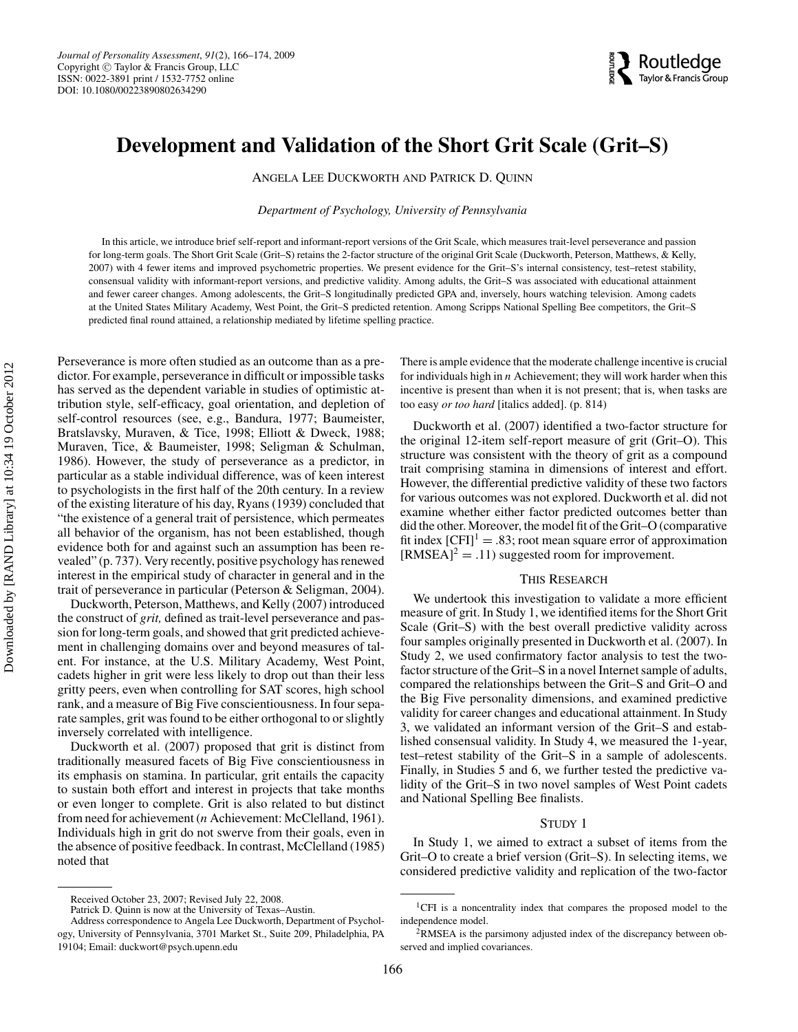# Development and Validation of the Short Grit Scale (Grit–S)

Angela Lee Duckworth and Patrick D. Quinn

*Department of Psychology, University of Pennsylvania*

In this article, we introduce brief self-report and informant-report versions of the Grit Scale, which measures trait-level perseverance and passion for long-term goals. The Short Grit Scale (Grit–S) retains the 2-factor structure of the original Grit Scale (Duckworth, Peterson, Matthews, & Kelly, 2007) with 4 fewer items and improved psychometric properties. We present evidence for the Grit–S's internal consistency, test–retest stability, consensual validity with informant-report versions, and predictive validity. Among adults, the Grit–S was associated with educational attainment and fewer career changes. Among adolescents, the Grit–S longitudinally predicted GPA and, inversely, hours watching television. Among cadets at the United States Military Academy, West Point, the Grit–S predicted retention. Among Scripps National Spelling Bee competitors, the Grit–S predicted final round attained, a relationship mediated by lifetime spelling practice.

Perseverance is more often studied as an outcome than as a predictor. For example, perseverance in difficult or impossible tasks has served as the dependent variable in studies of optimistic attribution style, self-efficacy, goal orientation, and depletion of self-control resources (see, e.g., Bandura, 1977; Baumeister, Bratslavsky, Muraven, & Tice, 1998; Elliott & Dweck, 1988; Muraven, Tice, & Baumeister, 1998; Seligman & Schulman, 1986). However, the study of perseverance as a predictor, in particular as a stable individual difference, was of keen interest to psychologists in the first half of the 20th century. In a review of the existing literature of his day, Ryans (1939) concluded that "the existence of a general trait of persistence, which permeates all behavior of the organism, has not been established, though evidence both for and against such an assumption has been revealed" (p. 737). Very recently, positive psychology has renewed interest in the empirical study of character in general and in the trait of perseverance in particular (Peterson & Seligman, 2004).

Duckworth, Peterson, Matthews, and Kelly (2007) introduced the construct of *grit,* defined as trait-level perseverance and passion for long-term goals, and showed that grit predicted achievement in challenging domains over and beyond measures of talent. For instance, at the U.S. Military Academy, West Point, cadets higher in grit were less likely to drop out than their less gritty peers, even when controlling for SAT scores, high school rank, and a measure of Big Five conscientiousness. In four separate samples, grit was found to be either orthogonal to or slightly inversely correlated with intelligence.

Duckworth et al. (2007) proposed that grit is distinct from traditionally measured facets of Big Five conscientiousness in its emphasis on stamina. In particular, grit entails the capacity to sustain both effort and interest in projects that take months or even longer to complete. Grit is also related to but distinct from need for achievement (*n* Achievement: McClelland, 1961). Individuals high in grit do not swerve from their goals, even in the absence of positive feedback. In contrast, McClelland (1985) noted that

> There is ample evidence that the moderate challenge incentive is crucial for individuals high in *n* Achievement; they will work harder when this incentive is present than when it is not present; that is, when tasks are too easy *or too hard* [italics added]. (p. 814)

Duckworth et al. (2007) identified a two-factor structure for the original 12-item self-report measure of grit (Grit–O). This structure was consistent with the theory of grit as a compound trait comprising stamina in dimensions of interest and effort. However, the differential predictive validity of these two factors for various outcomes was not explored. Duckworth et al. did not examine whether either factor predicted outcomes better than did the other. Moreover, the model fit of the Grit–O (comparative fit index [CFI][1] = .83; root mean square error of approximation [RMSEA][2] = .11) suggested room for improvement.

## This Research

We undertook this investigation to validate a more efficient measure of grit. In Study 1, we identified items for the Short Grit Scale (Grit–S) with the best overall predictive validity across four samples originally presented in Duckworth et al. (2007). In Study 2, we used confirmatory factor analysis to test the two-factor structure of the Grit–S in a novel Internet sample of adults, compared the relationships between the Grit–S and Grit–O and the Big Five personality dimensions, and examined predictive validity for career changes and educational attainment. In Study 3, we validated an informant version of the Grit–S and established consensual validity. In Study 4, we measured the 1-year, test–retest stability of the Grit–S in a sample of adolescents. Finally, in Studies 5 and 6, we further tested the predictive validity of the Grit–S in two novel samples of West Point cadets and National Spelling Bee finalists.

## Study 1

In Study 1, we aimed to extract a subset of items from the Grit–O to create a brief version (Grit–S). In selecting items, we considered predictive validity and replication of the two-factor

---

Received October 23, 2007; Revised July 22, 2008.

Patrick D. Quinn is now at the University of Texas–Austin.

Address correspondence to Angela Lee Duckworth, Department of Psychology, University of Pennsylvania, 3701 Market St., Suite 209, Philadelphia, PA 19104; Email: duckwort@psych.upenn.edu

[1] CFI is a noncentrality index that compares the proposed model to the independence model.

[2] RMSEA is the parsimony adjusted index of the discrepancy between observed and implied covariances.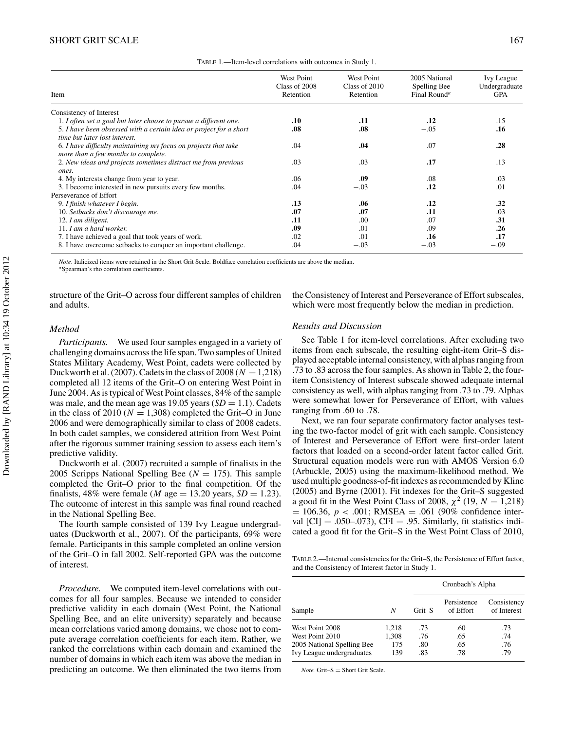TABLE 1.—Item-level correlations with outcomes in Study 1.

| Item | West Point Class of 2008 Retention | West Point Class of 2010 Retention | 2005 National Spelling Bee Final Round[a] | Ivy League Undergraduate GPA |
|---|---|---|---|---|
| Consistency of Interest | | | | |
| 1. *I often set a goal but later choose to pursue a different one.* | **.10** | **.11** | **.12** | .15 |
| 5. *I have been obsessed with a certain idea or project for a short time but later lost interest.* | **.08** | **.08** | −.05 | **.16** |
| 6. *I have difficulty maintaining my focus on projects that take more than a few months to complete.* | .04 | **.04** | .07 | **.28** |
| 2. *New ideas and projects sometimes distract me from previous ones.* | .03 | .03 | **.17** | .13 |
| 4. My interests change from year to year. | .06 | **.09** | .08 | .03 |
| 3. I become interested in new pursuits every few months. | .04 | −.03 | **.12** | .01 |
| Perseverance of Effort | | | | |
| 9. *I finish whatever I begin.* | **.13** | **.06** | **.12** | **.32** |
| 10. *Setbacks don't discourage me.* | **.07** | **.07** | **.11** | .03 |
| 12. *I am diligent.* | **.11** | .00 | .07 | **.31** |
| 11. *I am a hard worker.* | **.09** | .01 | .09 | **.26** |
| 7. I have achieved a goal that took years of work. | .02 | .01 | **.16** | **.17** |
| 8. I have overcome setbacks to conquer an important challenge. | .04 | −.03 | −.03 | −.09 |

*Note*. Italicized items were retained in the Short Grit Scale. Boldface correlation coefficients are above the median.
[a]Spearman's rho correlation coefficients.

structure of the Grit–O across four different samples of children and adults.

### *Method*

*Participants.* We used four samples engaged in a variety of challenging domains across the life span. Two samples of United States Military Academy, West Point, cadets were collected by Duckworth et al. (2007). Cadets in the class of 2008 ($N = 1{,}218$) completed all 12 items of the Grit–O on entering West Point in June 2004. As is typical of West Point classes, 84% of the sample was male, and the mean age was 19.05 years ($SD = 1.1$). Cadets in the class of 2010 ($N = 1{,}308$) completed the Grit–O in June 2006 and were demographically similar to class of 2008 cadets. In both cadet samples, we considered attrition from West Point after the rigorous summer training session to assess each item's predictive validity.

Duckworth et al. (2007) recruited a sample of finalists in the 2005 Scripps National Spelling Bee ($N = 175$). This sample completed the Grit–O prior to the final competition. Of the finalists, 48% were female ($M$ age $= 13.20$ years, $SD = 1.23$). The outcome of interest in this sample was final round reached in the National Spelling Bee.

The fourth sample consisted of 139 Ivy League undergraduates (Duckworth et al., 2007). Of the participants, 69% were female. Participants in this sample completed an online version of the Grit–O in fall 2002. Self-reported GPA was the outcome of interest.

*Procedure.* We computed item-level correlations with outcomes for all four samples. Because we intended to consider predictive validity in each domain (West Point, the National Spelling Bee, and an elite university) separately and because mean correlations varied among domains, we chose not to compute average correlation coefficients for each item. Rather, we ranked the correlations within each domain and examined the number of domains in which each item was above the median in predicting an outcome. We then eliminated the two items from the Consistency of Interest and Perseverance of Effort subscales, which were most frequently below the median in prediction.

### *Results and Discussion*

See Table 1 for item-level correlations. After excluding two items from each subscale, the resulting eight-item Grit–S displayed acceptable internal consistency, with alphas ranging from .73 to .83 across the four samples. As shown in Table 2, the four-item Consistency of Interest subscale showed adequate internal consistency as well, with alphas ranging from .73 to .79. Alphas were somewhat lower for Perseverance of Effort, with values ranging from .60 to .78.

Next, we ran four separate confirmatory factor analyses testing the two-factor model of grit with each sample. Consistency of Interest and Perseverance of Effort were first-order latent factors that loaded on a second-order latent factor called Grit. Structural equation models were run with AMOS Version 6.0 (Arbuckle, 2005) using the maximum-likelihood method. We used multiple goodness-of-fit indexes as recommended by Kline (2005) and Byrne (2001). Fit indexes for the Grit–S suggested a good fit in the West Point Class of 2008, $\chi^2$ (19, $N = 1{,}218$) $= 106.36$, $p < .001$; RMSEA $= .061$ (90% confidence interval [CI] $= .050$–$.073$), CFI $= .95$. Similarly, fit statistics indicated a good fit for the Grit–S in the West Point Class of 2010,

TABLE 2.—Internal consistencies for the Grit–S, the Persistence of Effort factor, and the Consistency of Interest factor in Study 1.

| | | Cronbach's Alpha | | |
|---|---|---|---|---|
| Sample | $N$ | Grit–S | Persistence of Effort | Consistency of Interest |
| West Point 2008 | 1,218 | .73 | .60 | .73 |
| West Point 2010 | 1,308 | .76 | .65 | .74 |
| 2005 National Spelling Bee | 175 | .80 | .65 | .76 |
| Ivy League undergraduates | 139 | .83 | .78 | .79 |

*Note.* Grit–S = Short Grit Scale.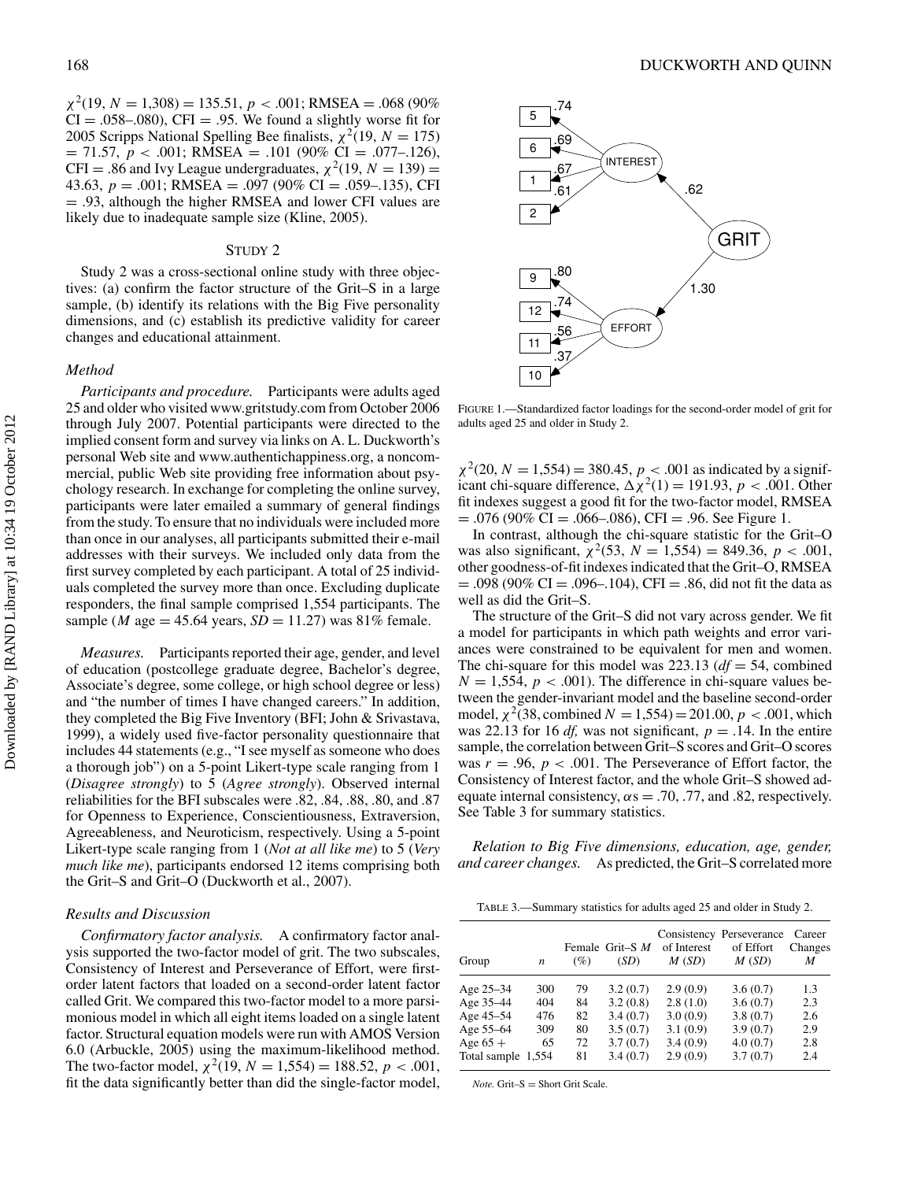$\chi^2(19, N = 1{,}308) = 135.51$, $p < .001$; RMSEA = .068 (90% CI = .058–.080), CFI = .95. We found a slightly worse fit for 2005 Scripps National Spelling Bee finalists, $\chi^2(19, N = 175) = 71.57$, $p < .001$; RMSEA = .101 (90% CI = .077–.126), CFI = .86 and Ivy League undergraduates, $\chi^2(19, N = 139) = 43.63$, $p = .001$; RMSEA = .097 (90% CI = .059–.135), CFI = .93, although the higher RMSEA and lower CFI values are likely due to inadequate sample size (Kline, 2005).

## STUDY 2

Study 2 was a cross-sectional online study with three objectives: (a) confirm the factor structure of the Grit–S in a large sample, (b) identify its relations with the Big Five personality dimensions, and (c) establish its predictive validity for career changes and educational attainment.

### *Method*

*Participants and procedure.* Participants were adults aged 25 and older who visited www.gritstudy.com from October 2006 through July 2007. Potential participants were directed to the implied consent form and survey via links on A. L. Duckworth's personal Web site and www.authentichappiness.org, a noncommercial, public Web site providing free information about psychology research. In exchange for completing the online survey, participants were later emailed a summary of general findings from the study. To ensure that no individuals were included more than once in our analyses, all participants submitted their e-mail addresses with their surveys. We included only data from the first survey completed by each participant. A total of 25 individuals completed the survey more than once. Excluding duplicate responders, the final sample comprised 1,554 participants. The sample ($M$ age = 45.64 years, $SD$ = 11.27) was 81% female.

*Measures.* Participants reported their age, gender, and level of education (postcollege graduate degree, Bachelor's degree, Associate's degree, some college, or high school degree or less) and "the number of times I have changed careers." In addition, they completed the Big Five Inventory (BFI; John & Srivastava, 1999), a widely used five-factor personality questionnaire that includes 44 statements (e.g., "I see myself as someone who does a thorough job") on a 5-point Likert-type scale ranging from 1 (*Disagree strongly*) to 5 (*Agree strongly*). Observed internal reliabilities for the BFI subscales were .82, .84, .88, .80, and .87 for Openness to Experience, Conscientiousness, Extraversion, Agreeableness, and Neuroticism, respectively. Using a 5-point Likert-type scale ranging from 1 (*Not at all like me*) to 5 (*Very much like me*), participants endorsed 12 items comprising both the Grit–S and Grit–O (Duckworth et al., 2007).

### *Results and Discussion*

*Confirmatory factor analysis.* A confirmatory factor analysis supported the two-factor model of grit. The two subscales, Consistency of Interest and Perseverance of Effort, were first-order latent factors that loaded on a second-order latent factor called Grit. We compared this two-factor model to a more parsimonious model in which all eight items loaded on a single latent factor. Structural equation models were run with AMOS Version 6.0 (Arbuckle, 2005) using the maximum-likelihood method. The two-factor model, $\chi^2(19, N = 1{,}554) = 188.52$, $p < .001$, fit the data significantly better than did the single-factor model, $\chi^2(20, N = 1{,}554) = 380.45$, $p < .001$ as indicated by a significant chi-square difference, $\Delta\chi^2(1) = 191.93$, $p < .001$. Other fit indexes suggest a good fit for the two-factor model, RMSEA = .076 (90% CI = .066–.086), CFI = .96. See Figure 1.

FIGURE 1.—Standardized factor loadings for the second-order model of grit for adults aged 25 and older in Study 2.

In contrast, although the chi-square statistic for the Grit–O was also significant, $\chi^2(53, N = 1{,}554) = 849.36$, $p < .001$, other goodness-of-fit indexes indicated that the Grit–O, RMSEA = .098 (90% CI = .096–.104), CFI = .86, did not fit the data as well as did the Grit–S.

The structure of the Grit–S did not vary across gender. We fit a model for participants in which path weights and error variances were constrained to be equivalent for men and women. The chi-square for this model was 223.13 ($df$ = 54, combined $N = 1{,}554$, $p < .001$). The difference in chi-square values between the gender-invariant model and the baseline second-order model, $\chi^2(38, \text{combined } N = 1{,}554) = 201.00$, $p < .001$, which was 22.13 for 16 $df$, was not significant, $p = .14$. In the entire sample, the correlation between Grit–S scores and Grit–O scores was $r = .96$, $p < .001$. The Perseverance of Effort factor, the Consistency of Interest factor, and the whole Grit–S showed adequate internal consistency, $\alpha$s = .70, .77, and .82, respectively. See Table 3 for summary statistics.

*Relation to Big Five dimensions, education, age, gender, and career changes.* As predicted, the Grit–S correlated more

TABLE 3.—Summary statistics for adults aged 25 and older in Study 2.

| Group | $n$ | Female (%) | Grit–S $M$ ($SD$) | Consistency of Interest $M$ ($SD$) | Perseverance of Effort $M$ ($SD$) | Career Changes $M$ |
|---|---|---|---|---|---|---|
| Age 25–34 | 300 | 79 | 3.2 (0.7) | 2.9 (0.9) | 3.6 (0.7) | 1.3 |
| Age 35–44 | 404 | 84 | 3.2 (0.8) | 2.8 (1.0) | 3.6 (0.7) | 2.3 |
| Age 45–54 | 476 | 82 | 3.4 (0.7) | 3.0 (0.9) | 3.8 (0.7) | 2.6 |
| Age 55–64 | 309 | 80 | 3.5 (0.7) | 3.1 (0.9) | 3.9 (0.7) | 2.9 |
| Age 65 + | 65 | 72 | 3.7 (0.7) | 3.4 (0.9) | 4.0 (0.7) | 2.8 |
| Total sample | 1,554 | 81 | 3.4 (0.7) | 2.9 (0.9) | 3.7 (0.7) | 2.4 |

*Note.* Grit–S = Short Grit Scale.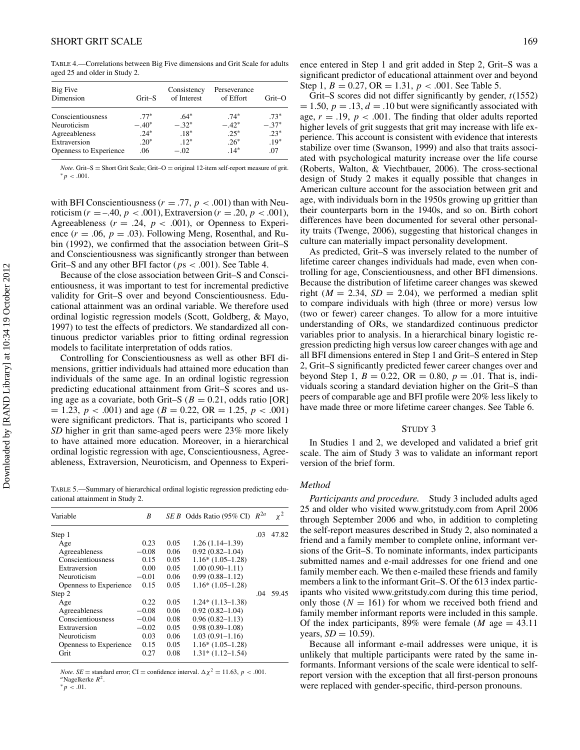TABLE 4.—Correlations between Big Five dimensions and Grit Scale for adults aged 25 and older in Study 2.

| Big Five Dimension | Grit–S | Consistency of Interest | Perseverance of Effort | Grit–O |
|---|---|---|---|---|
| Conscientiousness | .77* | .64* | .74* | .73* |
| Neuroticism | −.40* | −.32* | −.42* | −.37* |
| Agreeableness | .24* | .18* | .25* | .23* |
| Extraversion | .20* | .12* | .26* | .19* |
| Openness to Experience | .06 | −.02 | .14* | .07 |

*Note*. Grit–S = Short Grit Scale; Grit–O = original 12-item self-report measure of grit.
* $p < .001$.

with BFI Conscientiousness ($r = .77$, $p < .001$) than with Neuroticism ($r = −.40$, $p < .001$), Extraversion ($r = .20$, $p < .001$), Agreeableness ($r = .24$, $p < .001$), or Openness to Experience ($r = .06$, $p = .03$). Following Meng, Rosenthal, and Rubin (1992), we confirmed that the association between Grit–S and Conscientiousness was significantly stronger than between Grit–S and any other BFI factor ($p$s $< .001$). See Table 4.

Because of the close association between Grit–S and Conscientiousness, it was important to test for incremental predictive validity for Grit–S over and beyond Conscientiousness. Educational attainment was an ordinal variable. We therefore used ordinal logistic regression models (Scott, Goldberg, & Mayo, 1997) to test the effects of predictors. We standardized all continuous predictor variables prior to fitting ordinal regression models to facilitate interpretation of odds ratios.

Controlling for Conscientiousness as well as other BFI dimensions, grittier individuals had attained more education than individuals of the same age. In an ordinal logistic regression predicting educational attainment from Grit–S scores and using age as a covariate, both Grit–S ($B = 0.21$, odds ratio [OR] $= 1.23$, $p < .001$) and age ($B = 0.22$, OR $= 1.25$, $p < .001$) were significant predictors. That is, participants who scored 1 *SD* higher in grit than same-aged peers were 23% more likely to have attained more education. Moreover, in a hierarchical ordinal logistic regression with age, Conscientiousness, Agreeableness, Extraversion, Neuroticism, and Openness to Experience entered in Step 1 and grit added in Step 2, Grit–S was a significant predictor of educational attainment over and beyond Step 1, $B = 0.27$, OR $= 1.31$, $p < .001$. See Table 5.

TABLE 5.—Summary of hierarchical ordinal logistic regression predicting educational attainment in Study 2.

| Variable | *B* | *SE B* | Odds Ratio (95% CI) | $R^{2a}$ | $\chi^2$ |
|---|---|---|---|---|---|
| Step 1 | | | | .03 | 47.82 |
| Age | 0.23 | 0.05 | 1.26 (1.14–1.39) | | |
| Agreeableness | −0.08 | 0.06 | 0.92 (0.82–1.04) | | |
| Conscientiousness | 0.15 | 0.05 | 1.16* (1.05–1.28) | | |
| Extraversion | 0.00 | 0.05 | 1.00 (0.90–1.11) | | |
| Neuroticism | −0.01 | 0.06 | 0.99 (0.88–1.12) | | |
| Openness to Experience | 0.15 | 0.05 | 1.16* (1.05–1.28) | | |
| Step 2 | | | | .04 | 59.45 |
| Age | 0.22 | 0.05 | 1.24* (1.13–1.38) | | |
| Agreeableness | −0.08 | 0.06 | 0.92 (0.82–1.04) | | |
| Conscientiousness | −0.04 | 0.08 | 0.96 (0.82–1.13) | | |
| Extraversion | −0.02 | 0.05 | 0.98 (0.89–1.08) | | |
| Neuroticism | 0.03 | 0.06 | 1.03 (0.91–1.16) | | |
| Openness to Experience | 0.15 | 0.05 | 1.16* (1.05–1.28) | | |
| Grit | 0.27 | 0.08 | 1.31* (1.12–1.54) | | |

*Note. SE* = standard error; CI = confidence interval. $\Delta\chi^2 = 11.63$, $p < .001$.
[a]Nagelkerke $R^2$.
* $p < .01$.

Grit–S scores did not differ significantly by gender, $t(1552) = 1.50$, $p = .13$, $d = .10$ but were significantly associated with age, $r = .19$, $p < .001$. The finding that older adults reported higher levels of grit suggests that grit may increase with life experience. This account is consistent with evidence that interests stabilize over time (Swanson, 1999) and also that traits associated with psychological maturity increase over the life course (Roberts, Walton, & Viechtbauer, 2006). The cross-sectional design of Study 2 makes it equally possible that changes in American culture account for the association between grit and age, with individuals born in the 1950s growing up grittier than their counterparts born in the 1940s, and so on. Birth cohort differences have been documented for several other personality traits (Twenge, 2006), suggesting that historical changes in culture can materially impact personality development.

As predicted, Grit–S was inversely related to the number of lifetime career changes individuals had made, even when controlling for age, Conscientiousness, and other BFI dimensions. Because the distribution of lifetime career changes was skewed right ($M = 2.34$, $SD = 2.04$), we performed a median split to compare individuals with high (three or more) versus low (two or fewer) career changes. To allow for a more intuitive understanding of ORs, we standardized continuous predictor variables prior to analysis. In a hierarchical binary logistic regression predicting high versus low career changes with age and all BFI dimensions entered in Step 1 and Grit–S entered in Step 2, Grit–S significantly predicted fewer career changes over and beyond Step 1, $B = 0.22$, OR $= 0.80$, $p = .01$. That is, individuals scoring a standard deviation higher on the Grit–S than peers of comparable age and BFI profile were 20% less likely to have made three or more lifetime career changes. See Table 6.

## STUDY 3

In Studies 1 and 2, we developed and validated a brief grit scale. The aim of Study 3 was to validate an informant report version of the brief form.

### *Method*

*Participants and procedure.* Study 3 included adults aged 25 and older who visited www.gritstudy.com from April 2006 through September 2006 and who, in addition to completing the self-report measures described in Study 2, also nominated a friend and a family member to complete online, informant versions of the Grit–S. To nominate informants, index participants submitted names and e-mail addresses for one friend and one family member each. We then e-mailed these friends and family members a link to the informant Grit–S. Of the 613 index participants who visited www.gritstudy.com during this time period, only those ($N = 161$) for whom we received both friend and family member informant reports were included in this sample. Of the index participants, 89% were female ($M$ age $= 43.11$ years, $SD = 10.59$).

Because all informant e-mail addresses were unique, it is unlikely that multiple participants were rated by the same informants. Informant versions of the scale were identical to self-report version with the exception that all first-person pronouns were replaced with gender-specific, third-person pronouns.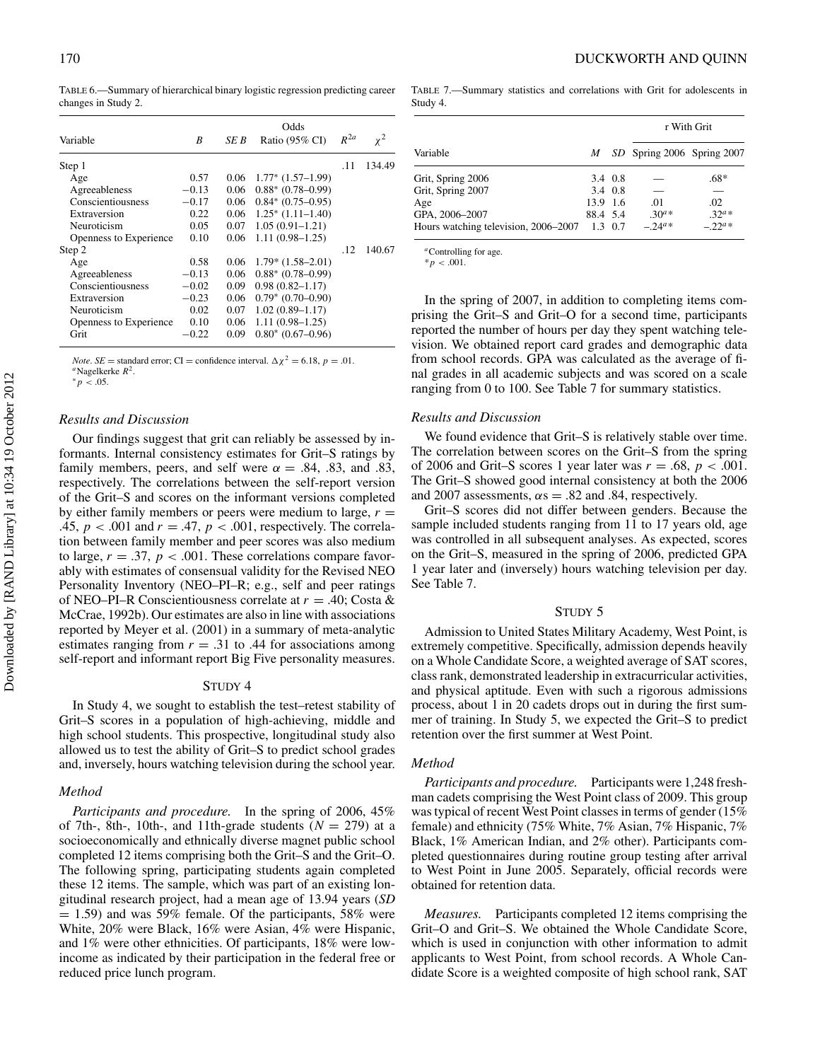TABLE 6.—Summary of hierarchical binary logistic regression predicting career changes in Study 2.

| Variable | $B$ | $SE\ B$ | Odds Ratio (95% CI) | $R^{2a}$ | $\chi^2$ |
|---|---|---|---|---|---|
| Step 1 | | | | .11 | 134.49 |
| Age | 0.57 | 0.06 | 1.77* (1.57–1.99) | | |
| Agreeableness | −0.13 | 0.06 | 0.88* (0.78–0.99) | | |
| Conscientiousness | −0.17 | 0.06 | 0.84* (0.75–0.95) | | |
| Extraversion | 0.22 | 0.06 | 1.25* (1.11–1.40) | | |
| Neuroticism | 0.05 | 0.07 | 1.05 (0.91–1.21) | | |
| Openness to Experience | 0.10 | 0.06 | 1.11 (0.98–1.25) | | |
| Step 2 | | | | .12 | 140.67 |
| Age | 0.58 | 0.06 | 1.79* (1.58–2.01) | | |
| Agreeableness | −0.13 | 0.06 | 0.88* (0.78–0.99) | | |
| Conscientiousness | −0.02 | 0.09 | 0.98 (0.82–1.17) | | |
| Extraversion | −0.23 | 0.06 | 0.79* (0.70–0.90) | | |
| Neuroticism | 0.02 | 0.07 | 1.02 (0.89–1.17) | | |
| Openness to Experience | 0.10 | 0.06 | 1.11 (0.98–1.25) | | |
| Grit | −0.22 | 0.09 | 0.80* (0.67–0.96) | | |

*Note.* $SE$ = standard error; CI = confidence interval. $\Delta\chi^2 = 6.18$, $p = .01$.
[a]Nagelkerke $R^2$.
$^*p < .05$.

### *Results and Discussion*

Our findings suggest that grit can reliably be assessed by informants. Internal consistency estimates for Grit–S ratings by family members, peers, and self were $\alpha = .84$, .83, and .83, respectively. The correlations between the self-report version of the Grit–S and scores on the informant versions completed by either family members or peers were medium to large, $r = .45$, $p < .001$ and $r = .47$, $p < .001$, respectively. The correlation between family member and peer scores was also medium to large, $r = .37$, $p < .001$. These correlations compare favorably with estimates of consensual validity for the Revised NEO Personality Inventory (NEO–PI–R; e.g., self and peer ratings of NEO–PI–R Conscientiousness correlate at $r = .40$; Costa & McCrae, 1992b). Our estimates are also in line with associations reported by Meyer et al. (2001) in a summary of meta-analytic estimates ranging from $r = .31$ to .44 for associations among self-report and informant report Big Five personality measures.

## STUDY 4

In Study 4, we sought to establish the test–retest stability of Grit–S scores in a population of high-achieving, middle and high school students. This prospective, longitudinal study also allowed us to test the ability of Grit–S to predict school grades and, inversely, hours watching television during the school year.

### *Method*

*Participants and procedure.* In the spring of 2006, 45% of 7th-, 8th-, 10th-, and 11th-grade students ($N = 279$) at a socioeconomically and ethnically diverse magnet public school completed 12 items comprising both the Grit–S and the Grit–O. The following spring, participating students again completed these 12 items. The sample, which was part of an existing longitudinal research project, had a mean age of 13.94 years ($SD = 1.59$) and was 59% female. Of the participants, 58% were White, 20% were Black, 16% were Asian, 4% were Hispanic, and 1% were other ethnicities. Of participants, 18% were low-income as indicated by their participation in the federal free or reduced price lunch program.

TABLE 7.—Summary statistics and correlations with Grit for adolescents in Study 4.

| | | | r With Grit | |
|---|---|---|---|---|
| Variable | $M$ | $SD$ | Spring 2006 | Spring 2007 |
| Grit, Spring 2006 | 3.4 | 0.8 | — | .68* |
| Grit, Spring 2007 | 3.4 | 0.8 | — | — |
| Age | 13.9 | 1.6 | .01 | .02 |
| GPA, 2006–2007 | 88.4 | 5.4 | .30[a]* | .32[a]* |
| Hours watching television, 2006–2007 | 1.3 | 0.7 | −.24[a]* | −.22[a]* |

[a]Controlling for age.
$^*p < .001$.

In the spring of 2007, in addition to completing items comprising the Grit–S and Grit–O for a second time, participants reported the number of hours per day they spent watching television. We obtained report card grades and demographic data from school records. GPA was calculated as the average of final grades in all academic subjects and was scored on a scale ranging from 0 to 100. See Table 7 for summary statistics.

### *Results and Discussion*

We found evidence that Grit–S is relatively stable over time. The correlation between scores on the Grit–S from the spring of 2006 and Grit–S scores 1 year later was $r = .68$, $p < .001$. The Grit–S showed good internal consistency at both the 2006 and 2007 assessments, $\alpha$s = .82 and .84, respectively.

Grit–S scores did not differ between genders. Because the sample included students ranging from 11 to 17 years old, age was controlled in all subsequent analyses. As expected, scores on the Grit–S, measured in the spring of 2006, predicted GPA 1 year later and (inversely) hours watching television per day. See Table 7.

## STUDY 5

Admission to United States Military Academy, West Point, is extremely competitive. Specifically, admission depends heavily on a Whole Candidate Score, a weighted average of SAT scores, class rank, demonstrated leadership in extracurricular activities, and physical aptitude. Even with such a rigorous admissions process, about 1 in 20 cadets drops out in during the first summer of training. In Study 5, we expected the Grit–S to predict retention over the first summer at West Point.

### *Method*

*Participants and procedure.* Participants were 1,248 freshman cadets comprising the West Point class of 2009. This group was typical of recent West Point classes in terms of gender (15% female) and ethnicity (75% White, 7% Asian, 7% Hispanic, 7% Black, 1% American Indian, and 2% other). Participants completed questionnaires during routine group testing after arrival to West Point in June 2005. Separately, official records were obtained for retention data.

*Measures.* Participants completed 12 items comprising the Grit–O and Grit–S. We obtained the Whole Candidate Score, which is used in conjunction with other information to admit applicants to West Point, from school records. A Whole Candidate Score is a weighted composite of high school rank, SAT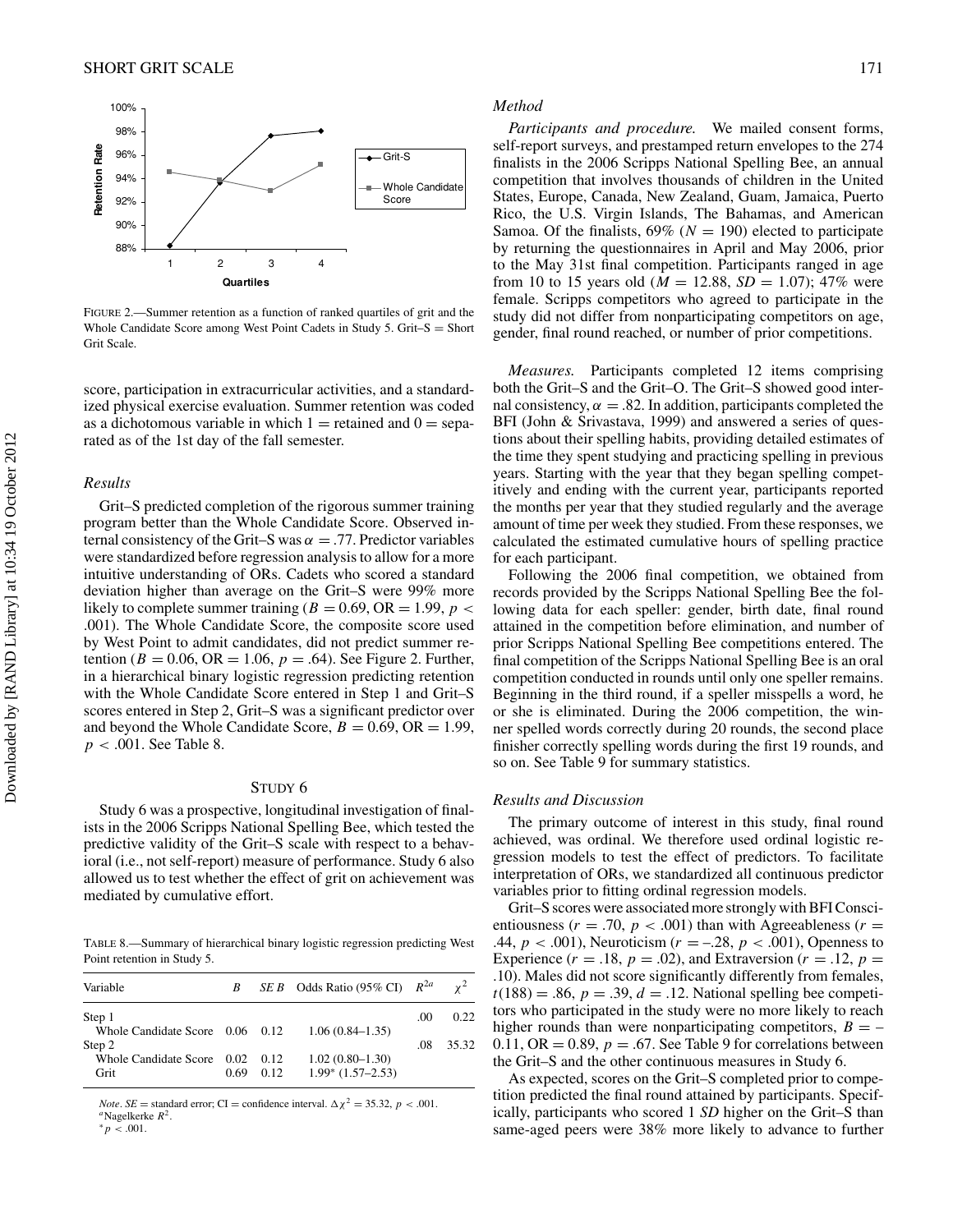FIGURE 2.—Summer retention as a function of ranked quartiles of grit and the Whole Candidate Score among West Point Cadets in Study 5. Grit–S = Short Grit Scale.

score, participation in extracurricular activities, and a standardized physical exercise evaluation. Summer retention was coded as a dichotomous variable in which 1 = retained and 0 = separated as of the 1st day of the fall semester.

### Results

Grit–S predicted completion of the rigorous summer training program better than the Whole Candidate Score. Observed internal consistency of the Grit–S was $\alpha = .77$. Predictor variables were standardized before regression analysis to allow for a more intuitive understanding of ORs. Cadets who scored a standard deviation higher than average on the Grit–S were 99% more likely to complete summer training ($B = 0.69$, OR = 1.99, $p < .001$). The Whole Candidate Score, the composite score used by West Point to admit candidates, did not predict summer retention ($B = 0.06$, OR = 1.06, $p = .64$). See Figure 2. Further, in a hierarchical binary logistic regression predicting retention with the Whole Candidate Score entered in Step 1 and Grit–S scores entered in Step 2, Grit–S was a significant predictor over and beyond the Whole Candidate Score, $B = 0.69$, OR = 1.99, $p < .001$. See Table 8.

## STUDY 6

Study 6 was a prospective, longitudinal investigation of finalists in the 2006 Scripps National Spelling Bee, which tested the predictive validity of the Grit–S scale with respect to a behavioral (i.e., not self-report) measure of performance. Study 6 also allowed us to test whether the effect of grit on achievement was mediated by cumulative effort.

TABLE 8.—Summary of hierarchical binary logistic regression predicting West Point retention in Study 5.

| Variable | $B$ | $SE\ B$ | Odds Ratio (95% CI) | $R^{2a}$ | $\chi^2$ |
|---|---|---|---|---|---|
| Step 1 | | | | .00 | 0.22 |
| Whole Candidate Score | 0.06 | 0.12 | 1.06 (0.84–1.35) | | |
| Step 2 | | | | .08 | 35.32 |
| Whole Candidate Score | 0.02 | 0.12 | 1.02 (0.80–1.30) | | |
| Grit | 0.69 | 0.12 | 1.99* (1.57–2.53) | | |

*Note*. $SE$ = standard error; CI = confidence interval. $\Delta\chi^2 = 35.32$, $p < .001$.
[a]Nagelkerke $R^2$.
*$p < .001$.

### Method

*Participants and procedure.* We mailed consent forms, self-report surveys, and prestamped return envelopes to the 274 finalists in the 2006 Scripps National Spelling Bee, an annual competition that involves thousands of children in the United States, Europe, Canada, New Zealand, Guam, Jamaica, Puerto Rico, the U.S. Virgin Islands, The Bahamas, and American Samoa. Of the finalists, 69% ($N = 190$) elected to participate by returning the questionnaires in April and May 2006, prior to the May 31st final competition. Participants ranged in age from 10 to 15 years old ($M = 12.88$, $SD = 1.07$); 47% were female. Scripps competitors who agreed to participate in the study did not differ from nonparticipating competitors on age, gender, final round reached, or number of prior competitions.

*Measures.* Participants completed 12 items comprising both the Grit–S and the Grit–O. The Grit–S showed good internal consistency, $\alpha = .82$. In addition, participants completed the BFI (John & Srivastava, 1999) and answered a series of questions about their spelling habits, providing detailed estimates of the time they spent studying and practicing spelling in previous years. Starting with the year that they began spelling competitively and ending with the current year, participants reported the months per year that they studied regularly and the average amount of time per week they studied. From these responses, we calculated the estimated cumulative hours of spelling practice for each participant.

Following the 2006 final competition, we obtained from records provided by the Scripps National Spelling Bee the following data for each speller: gender, birth date, final round attained in the competition before elimination, and number of prior Scripps National Spelling Bee competitions entered. The final competition of the Scripps National Spelling Bee is an oral competition conducted in rounds until only one speller remains. Beginning in the third round, if a speller misspells a word, he or she is eliminated. During the 2006 competition, the winner spelled words correctly during 20 rounds, the second place finisher correctly spelling words during the first 19 rounds, and so on. See Table 9 for summary statistics.

### Results and Discussion

The primary outcome of interest in this study, final round achieved, was ordinal. We therefore used ordinal logistic regression models to test the effect of predictors. To facilitate interpretation of ORs, we standardized all continuous predictor variables prior to fitting ordinal regression models.

Grit–S scores were associated more strongly with BFI Conscientiousness ($r = .70$, $p < .001$) than with Agreeableness ($r = .44$, $p < .001$), Neuroticism ($r = -.28$, $p < .001$), Openness to Experience ($r = .18$, $p = .02$), and Extraversion ($r = .12$, $p = .10$). Males did not score significantly differently from females, $t(188) = .86$, $p = .39$, $d = .12$. National spelling bee competitors who participated in the study were no more likely to reach higher rounds than were nonparticipating competitors, $B = -0.11$, OR = 0.89, $p = .67$. See Table 9 for correlations between the Grit–S and the other continuous measures in Study 6.

As expected, scores on the Grit–S completed prior to competition predicted the final round attained by participants. Specifically, participants who scored 1 *SD* higher on the Grit–S than same-aged peers were 38% more likely to advance to further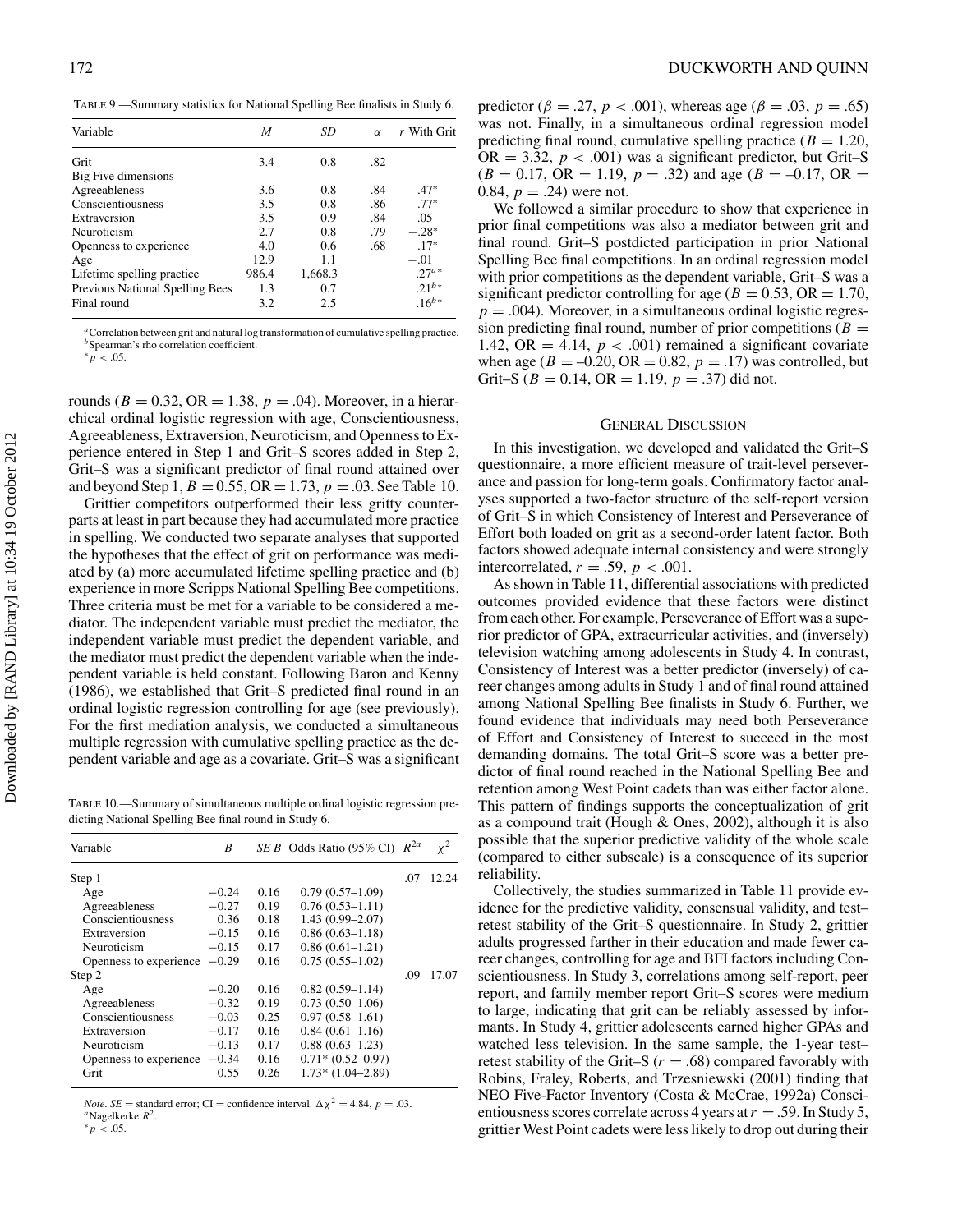TABLE 9.—Summary statistics for National Spelling Bee finalists in Study 6.

| Variable | $M$ | $SD$ | $\alpha$ | $r$ With Grit |
|---|---|---|---|---|
| Grit | 3.4 | 0.8 | .82 | — |
| Big Five dimensions | | | | |
| Agreeableness | 3.6 | 0.8 | .84 | .47* |
| Conscientiousness | 3.5 | 0.8 | .86 | .77* |
| Extraversion | 3.5 | 0.9 | .84 | .05 |
| Neuroticism | 2.7 | 0.8 | .79 | −.28* |
| Openness to experience | 4.0 | 0.6 | .68 | .17* |
| Age | 12.9 | 1.1 | | −.01 |
| Lifetime spelling practice | 986.4 | 1,668.3 | | .27[a]* |
| Previous National Spelling Bees | 1.3 | 0.7 | | .21[b]* |
| Final round | 3.2 | 2.5 | | .16[b]* |

[a]Correlation between grit and natural log transformation of cumulative spelling practice.
[b]Spearman's rho correlation coefficient.
*$p < .05$.

rounds ($B = 0.32$, OR = 1.38, $p = .04$). Moreover, in a hierarchical ordinal logistic regression with age, Conscientiousness, Agreeableness, Extraversion, Neuroticism, and Openness to Experience entered in Step 1 and Grit–S scores added in Step 2, Grit–S was a significant predictor of final round attained over and beyond Step 1, $B = 0.55$, OR = 1.73, $p = .03$. See Table 10.

Grittier competitors outperformed their less gritty counterparts at least in part because they had accumulated more practice in spelling. We conducted two separate analyses that supported the hypotheses that the effect of grit on performance was mediated by (a) more accumulated lifetime spelling practice and (b) experience in more Scripps National Spelling Bee competitions. Three criteria must be met for a variable to be considered a mediator. The independent variable must predict the mediator, the independent variable must predict the dependent variable, and the mediator must predict the dependent variable when the independent variable is held constant. Following Baron and Kenny (1986), we established that Grit–S predicted final round in an ordinal logistic regression controlling for age (see previously). For the first mediation analysis, we conducted a simultaneous multiple regression with cumulative spelling practice as the dependent variable and age as a covariate. Grit–S was a significant

TABLE 10.—Summary of simultaneous multiple ordinal logistic regression predicting National Spelling Bee final round in Study 6.

| Variable | $B$ | $SE$ $B$ | Odds Ratio (95% CI) | $R^{2a}$ | $\chi^2$ |
|---|---|---|---|---|---|
| Step 1 | | | | .07 | 12.24 |
| Age | −0.24 | 0.16 | 0.79 (0.57–1.09) | | |
| Agreeableness | −0.27 | 0.19 | 0.76 (0.53–1.11) | | |
| Conscientiousness | 0.36 | 0.18 | 1.43 (0.99–2.07) | | |
| Extraversion | −0.15 | 0.16 | 0.86 (0.63–1.18) | | |
| Neuroticism | −0.15 | 0.17 | 0.86 (0.61–1.21) | | |
| Openness to experience | −0.29 | 0.16 | 0.75 (0.55–1.02) | | |
| Step 2 | | | | .09 | 17.07 |
| Age | −0.20 | 0.16 | 0.82 (0.59–1.14) | | |
| Agreeableness | −0.32 | 0.19 | 0.73 (0.50–1.06) | | |
| Conscientiousness | −0.03 | 0.25 | 0.97 (0.58–1.61) | | |
| Extraversion | −0.17 | 0.16 | 0.84 (0.61–1.16) | | |
| Neuroticism | −0.13 | 0.17 | 0.88 (0.63–1.23) | | |
| Openness to experience | −0.34 | 0.16 | 0.71* (0.52–0.97) | | |
| Grit | 0.55 | 0.26 | 1.73* (1.04–2.89) | | |

*Note*. $SE$ = standard error; CI = confidence interval. $\Delta\chi^2 = 4.84$, $p = .03$.
[a]Nagelkerke $R^2$.
*$p < .05$.

predictor ($\beta = .27$, $p < .001$), whereas age ($\beta = .03$, $p = .65$) was not. Finally, in a simultaneous ordinal regression model predicting final round, cumulative spelling practice ($B = 1.20$, OR = 3.32, $p < .001$) was a significant predictor, but Grit–S ($B = 0.17$, OR = 1.19, $p = .32$) and age ($B = -0.17$, OR = 0.84, $p = .24$) were not.

We followed a similar procedure to show that experience in prior final competitions was also a mediator between grit and final round. Grit–S postdicted participation in prior National Spelling Bee final competitions. In an ordinal regression model with prior competitions as the dependent variable, Grit–S was a significant predictor controlling for age ($B = 0.53$, OR = 1.70, $p = .004$). Moreover, in a simultaneous ordinal logistic regression predicting final round, number of prior competitions ($B = 1.42$, OR = 4.14, $p < .001$) remained a significant covariate when age ($B = -0.20$, OR = 0.82, $p = .17$) was controlled, but Grit–S ($B = 0.14$, OR = 1.19, $p = .37$) did not.

## GENERAL DISCUSSION

In this investigation, we developed and validated the Grit–S questionnaire, a more efficient measure of trait-level perseverance and passion for long-term goals. Confirmatory factor analyses supported a two-factor structure of the self-report version of Grit–S in which Consistency of Interest and Perseverance of Effort both loaded on grit as a second-order latent factor. Both factors showed adequate internal consistency and were strongly intercorrelated, $r = .59$, $p < .001$.

As shown in Table 11, differential associations with predicted outcomes provided evidence that these factors were distinct from each other. For example, Perseverance of Effort was a superior predictor of GPA, extracurricular activities, and (inversely) television watching among adolescents in Study 4. In contrast, Consistency of Interest was a better predictor (inversely) of career changes among adults in Study 1 and of final round attained among National Spelling Bee finalists in Study 6. Further, we found evidence that individuals may need both Perseverance of Effort and Consistency of Interest to succeed in the most demanding domains. The total Grit–S score was a better predictor of final round reached in the National Spelling Bee and retention among West Point cadets than was either factor alone. This pattern of findings supports the conceptualization of grit as a compound trait (Hough & Ones, 2002), although it is also possible that the superior predictive validity of the whole scale (compared to either subscale) is a consequence of its superior reliability.

Collectively, the studies summarized in Table 11 provide evidence for the predictive validity, consensual validity, and test–retest stability of the Grit–S questionnaire. In Study 2, grittier adults progressed farther in their education and made fewer career changes, controlling for age and BFI factors including Conscientiousness. In Study 3, correlations among self-report, peer report, and family member report Grit–S scores were medium to large, indicating that grit can be reliably assessed by informants. In Study 4, grittier adolescents earned higher GPAs and watched less television. In the same sample, the 1-year test–retest stability of the Grit–S ($r = .68$) compared favorably with Robins, Fraley, Roberts, and Trzesniewski (2001) finding that NEO Five-Factor Inventory (Costa & McCrae, 1992a) Conscientiousness scores correlate across 4 years at $r = .59$. In Study 5, grittier West Point cadets were less likely to drop out during their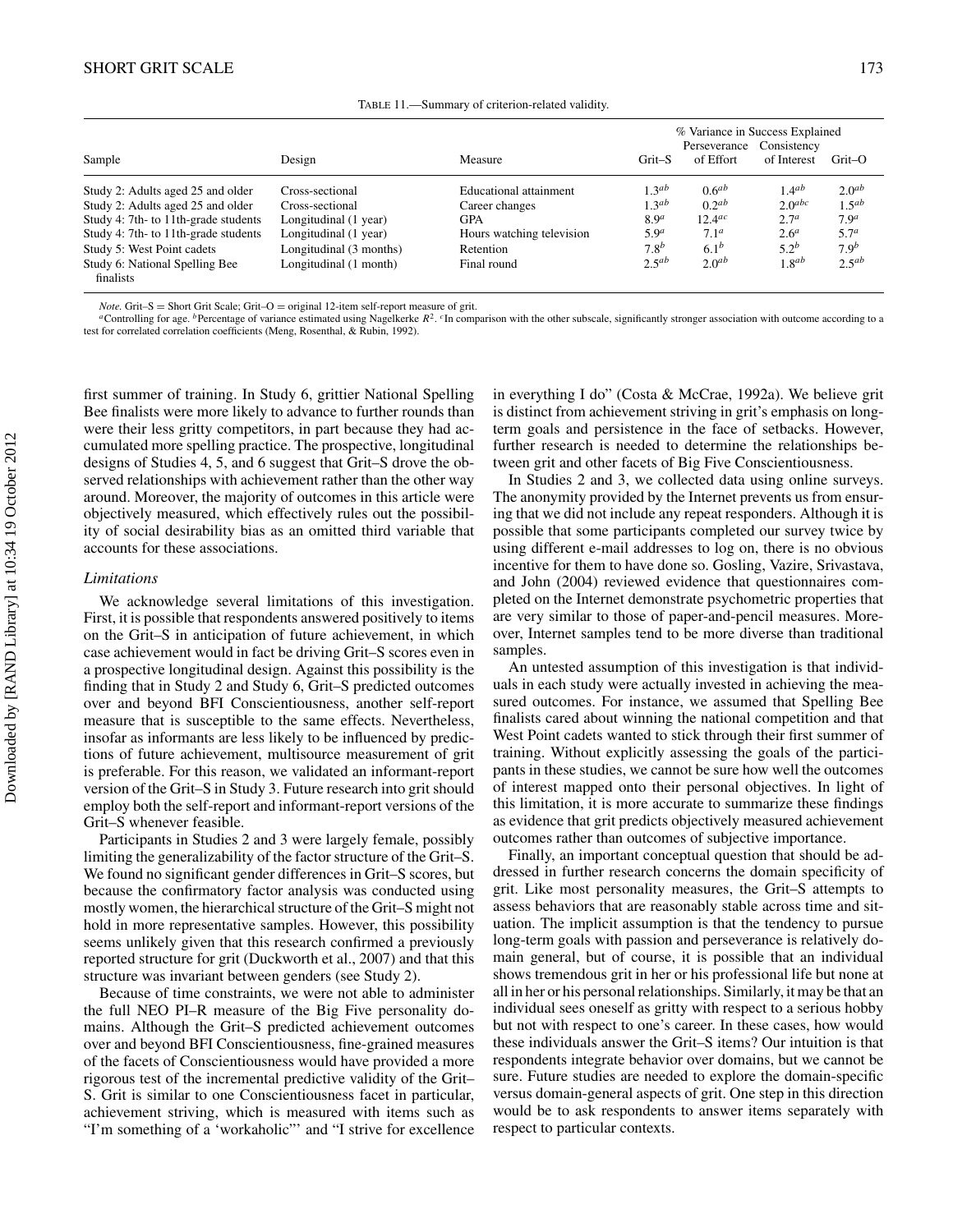TABLE 11.—Summary of criterion-related validity.

| Sample | Design | Measure | % Variance in Success Explained | | | |
|---|---|---|---|---|---|---|
| | | | Grit–S | Perseverance of Effort | Consistency of Interest | Grit–O |
| Study 2: Adults aged 25 and older | Cross-sectional | Educational attainment | 1.3[ab] | 0.6[ab] | 1.4[ab] | 2.0[ab] |
| Study 2: Adults aged 25 and older | Cross-sectional | Career changes | 1.3[ab] | 0.2[ab] | 2.0[abc] | 1.5[ab] |
| Study 4: 7th- to 11th-grade students | Longitudinal (1 year) | GPA | 8.9[a] | 12.4[ac] | 2.7[a] | 7.9[a] |
| Study 4: 7th- to 11th-grade students | Longitudinal (1 year) | Hours watching television | 5.9[a] | 7.1[a] | 2.6[a] | 5.7[a] |
| Study 5: West Point cadets | Longitudinal (3 months) | Retention | 7.8[b] | 6.1[b] | 5.2[b] | 7.9[b] |
| Study 6: National Spelling Bee finalists | Longitudinal (1 month) | Final round | 2.5[ab] | 2.0[ab] | 1.8[ab] | 2.5[ab] |

*Note.* Grit–S = Short Grit Scale; Grit–O = original 12-item self-report measure of grit.
[a]Controlling for age. [b]Percentage of variance estimated using Nagelkerke $R^2$. [c]In comparison with the other subscale, significantly stronger association with outcome according to a test for correlated correlation coefficients (Meng, Rosenthal, & Rubin, 1992).

first summer of training. In Study 6, grittier National Spelling Bee finalists were more likely to advance to further rounds than were their less gritty competitors, in part because they had accumulated more spelling practice. The prospective, longitudinal designs of Studies 4, 5, and 6 suggest that Grit–S drove the observed relationships with achievement rather than the other way around. Moreover, the majority of outcomes in this article were objectively measured, which effectively rules out the possibility of social desirability bias as an omitted third variable that accounts for these associations.

### *Limitations*

We acknowledge several limitations of this investigation. First, it is possible that respondents answered positively to items on the Grit–S in anticipation of future achievement, in which case achievement would in fact be driving Grit–S scores even in a prospective longitudinal design. Against this possibility is the finding that in Study 2 and Study 6, Grit–S predicted outcomes over and beyond BFI Conscientiousness, another self-report measure that is susceptible to the same effects. Nevertheless, insofar as informants are less likely to be influenced by predictions of future achievement, multisource measurement of grit is preferable. For this reason, we validated an informant-report version of the Grit–S in Study 3. Future research into grit should employ both the self-report and informant-report versions of the Grit–S whenever feasible.

Participants in Studies 2 and 3 were largely female, possibly limiting the generalizability of the factor structure of the Grit–S. We found no significant gender differences in Grit–S scores, but because the confirmatory factor analysis was conducted using mostly women, the hierarchical structure of the Grit–S might not hold in more representative samples. However, this possibility seems unlikely given that this research confirmed a previously reported structure for grit (Duckworth et al., 2007) and that this structure was invariant between genders (see Study 2).

Because of time constraints, we were not able to administer the full NEO PI–R measure of the Big Five personality domains. Although the Grit–S predicted achievement outcomes over and beyond BFI Conscientiousness, fine-grained measures of the facets of Conscientiousness would have provided a more rigorous test of the incremental predictive validity of the Grit–S. Grit is similar to one Conscientiousness facet in particular, achievement striving, which is measured with items such as "I'm something of a 'workaholic'" and "I strive for excellence in everything I do" (Costa & McCrae, 1992a). We believe grit is distinct from achievement striving in grit's emphasis on long-term goals and persistence in the face of setbacks. However, further research is needed to determine the relationships between grit and other facets of Big Five Conscientiousness.

In Studies 2 and 3, we collected data using online surveys. The anonymity provided by the Internet prevents us from ensuring that we did not include any repeat responders. Although it is possible that some participants completed our survey twice by using different e-mail addresses to log on, there is no obvious incentive for them to have done so. Gosling, Vazire, Srivastava, and John (2004) reviewed evidence that questionnaires completed on the Internet demonstrate psychometric properties that are very similar to those of paper-and-pencil measures. Moreover, Internet samples tend to be more diverse than traditional samples.

An untested assumption of this investigation is that individuals in each study were actually invested in achieving the measured outcomes. For instance, we assumed that Spelling Bee finalists cared about winning the national competition and that West Point cadets wanted to stick through their first summer of training. Without explicitly assessing the goals of the participants in these studies, we cannot be sure how well the outcomes of interest mapped onto their personal objectives. In light of this limitation, it is more accurate to summarize these findings as evidence that grit predicts objectively measured achievement outcomes rather than outcomes of subjective importance.

Finally, an important conceptual question that should be addressed in further research concerns the domain specificity of grit. Like most personality measures, the Grit–S attempts to assess behaviors that are reasonably stable across time and situation. The implicit assumption is that the tendency to pursue long-term goals with passion and perseverance is relatively domain general, but of course, it is possible that an individual shows tremendous grit in her or his professional life but none at all in her or his personal relationships. Similarly, it may be that an individual sees oneself as gritty with respect to a serious hobby but not with respect to one's career. In these cases, how would these individuals answer the Grit–S items? Our intuition is that respondents integrate behavior over domains, but we cannot be sure. Future studies are needed to explore the domain-specific versus domain-general aspects of grit. One step in this direction would be to ask respondents to answer items separately with respect to particular contexts.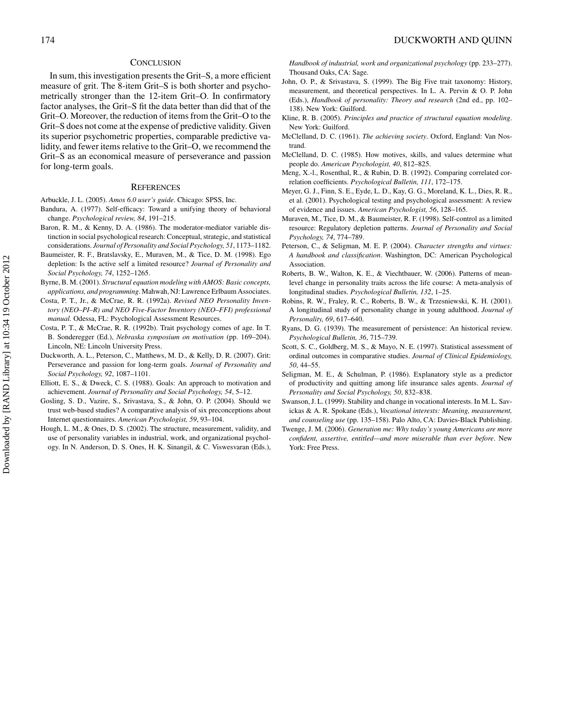## Conclusion

In sum, this investigation presents the Grit–S, a more efficient measure of grit. The 8-item Grit–S is both shorter and psychometrically stronger than the 12-item Grit–O. In confirmatory factor analyses, the Grit–S fit the data better than did that of the Grit–O. Moreover, the reduction of items from the Grit–O to the Grit–S does not come at the expense of predictive validity. Given its superior psychometric properties, comparable predictive validity, and fewer items relative to the Grit–O, we recommend the Grit–S as an economical measure of perseverance and passion for long-term goals.

## References

Arbuckle, J. L. (2005). *Amos 6.0 user's guide*. Chicago: SPSS, Inc.

Bandura, A. (1977). Self-efficacy: Toward a unifying theory of behavioral change. *Psychological review, 84*, 191–215.

Baron, R. M., & Kenny, D. A. (1986). The moderator-mediator variable distinction in social psychological research: Conceptual, strategic, and statistical considerations. *Journal of Personality and Social Psychology, 51*, 1173–1182.

Baumeister, R. F., Bratslavsky, E., Muraven, M., & Tice, D. M. (1998). Ego depletion: Is the active self a limited resource? *Journal of Personality and Social Psychology, 74*, 1252–1265.

Byrne, B. M. (2001). *Structural equation modeling with AMOS: Basic concepts, applications, and programming*. Mahwah, NJ: Lawrence Erlbaum Associates.

Costa, P. T., Jr., & McCrae, R. R. (1992a). *Revised NEO Personality Inventory (NEO–PI–R) and NEO Five-Factor Inventory (NEO–FFI) professional manual.* Odessa, FL: Psychological Assessment Resources.

Costa, P. T., & McCrae, R. R. (1992b). Trait psychology comes of age. In T. B. Sonderegger (Ed.), *Nebraska symposium on motivation* (pp. 169–204). Lincoln, NE: Lincoln University Press.

Duckworth, A. L., Peterson, C., Matthews, M. D., & Kelly, D. R. (2007). Grit: Perseverance and passion for long-term goals. *Journal of Personality and Social Psychology, 92*, 1087–1101.

Elliott, E. S., & Dweck, C. S. (1988). Goals: An approach to motivation and achievement. *Journal of Personality and Social Psychology, 54*, 5–12.

Gosling, S. D., Vazire, S., Srivastava, S., & John, O. P. (2004). Should we trust web-based studies? A comparative analysis of six preconceptions about Internet questionnaires. *American Psychologist, 59*, 93–104.

Hough, L. M., & Ones, D. S. (2002). The structure, measurement, validity, and use of personality variables in industrial, work, and organizational psychology. In N. Anderson, D. S. Ones, H. K. Sinangil, & C. Viswesvaran (Eds.), *Handbook of industrial, work and organizational psychology* (pp. 233–277). Thousand Oaks, CA: Sage.

John, O. P., & Srivastava, S. (1999). The Big Five trait taxonomy: History, measurement, and theoretical perspectives. In L. A. Pervin & O. P. John (Eds.), *Handbook of personality: Theory and research* (2nd ed., pp. 102–138). New York: Guilford.

Kline, R. B. (2005). *Principles and practice of structural equation modeling*. New York: Guilford.

McClelland, D. C. (1961). *The achieving society*. Oxford, England: Van Nostrand.

McClelland, D. C. (1985). How motives, skills, and values determine what people do. *American Psychologist, 40*, 812–825.

Meng, X.-l., Rosenthal, R., & Rubin, D. B. (1992). Comparing correlated correlation coefficients. *Psychological Bulletin, 111*, 172–175.

Meyer, G. J., Finn, S. E., Eyde, L. D., Kay, G. G., Moreland, K. L., Dies, R. R., et al. (2001). Psychological testing and psychological assessment: A review of evidence and issues. *American Psychologist, 56*, 128–165.

Muraven, M., Tice, D. M., & Baumeister, R. F. (1998). Self-control as a limited resource: Regulatory depletion patterns. *Journal of Personality and Social Psychology, 74*, 774–789.

Peterson, C., & Seligman, M. E. P. (2004). *Character strengths and virtues: A handbook and classification*. Washington, DC: American Psychological Association.

Roberts, B. W., Walton, K. E., & Viechtbauer, W. (2006). Patterns of mean-level change in personality traits across the life course: A meta-analysis of longitudinal studies. *Psychological Bulletin, 132*, 1–25.

Robins, R. W., Fraley, R. C., Roberts, B. W., & Trzesniewski, K. H. (2001). A longitudinal study of personality change in young adulthood. *Journal of Personality, 69*, 617–640.

Ryans, D. G. (1939). The measurement of persistence: An historical review. *Psychological Bulletin, 36*, 715–739.

Scott, S. C., Goldberg, M. S., & Mayo, N. E. (1997). Statistical assessment of ordinal outcomes in comparative studies. *Journal of Clinical Epidemiology, 50*, 44–55.

Seligman, M. E., & Schulman, P. (1986). Explanatory style as a predictor of productivity and quitting among life insurance sales agents. *Journal of Personality and Social Psychology, 50*, 832–838.

Swanson, J. L. (1999). Stability and change in vocational interests. In M. L. Savickas & A. R. Spokane (Eds.), *Vocational interests: Meaning, measurement, and counseling use* (pp. 135–158). Palo Alto, CA: Davies-Black Publishing.

Twenge, J. M. (2006). *Generation me: Why today's young Americans are more confident, assertive, entitled—and more miserable than ever before*. New York: Free Press.